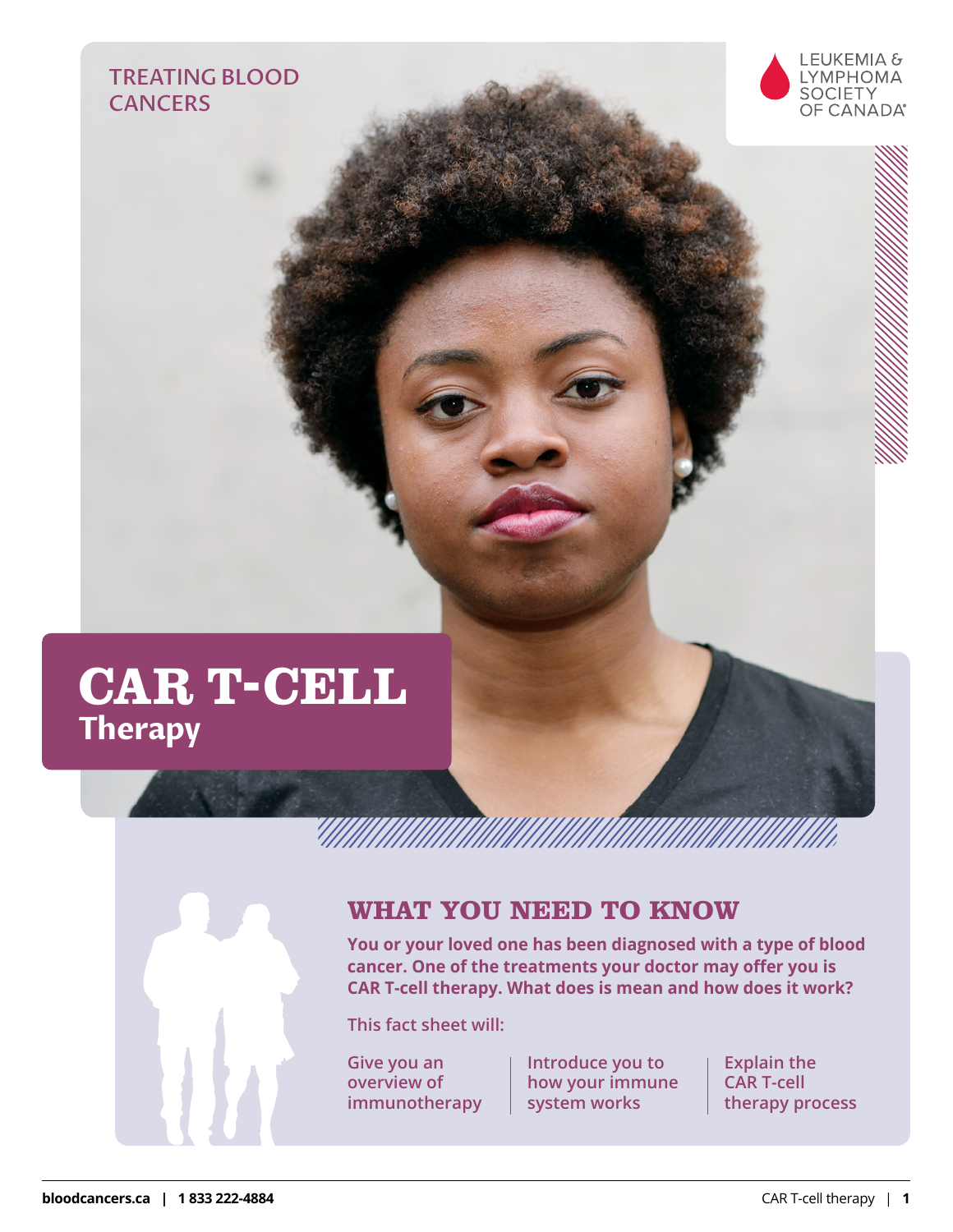TREATING BLOOD CANCERS

LEUKEMIA & LYMPHOMA SOCIETY OF CANADA

# CAR T-CELL Therapy

## WHAT YOU NEED TO KNOW

**You or your loved one has been diagnosed with a type of blood cancer. One of the treatments your doctor may offer you is CAR T-cell therapy. What does is mean and how does it work?**

This fact sheet will:

- Give you an overview of immunotherapy
- Introduce you to how your immune system works
- Explain the CAR T-cell therapy process

**bloodcancers.ca | 1 833 222-4884**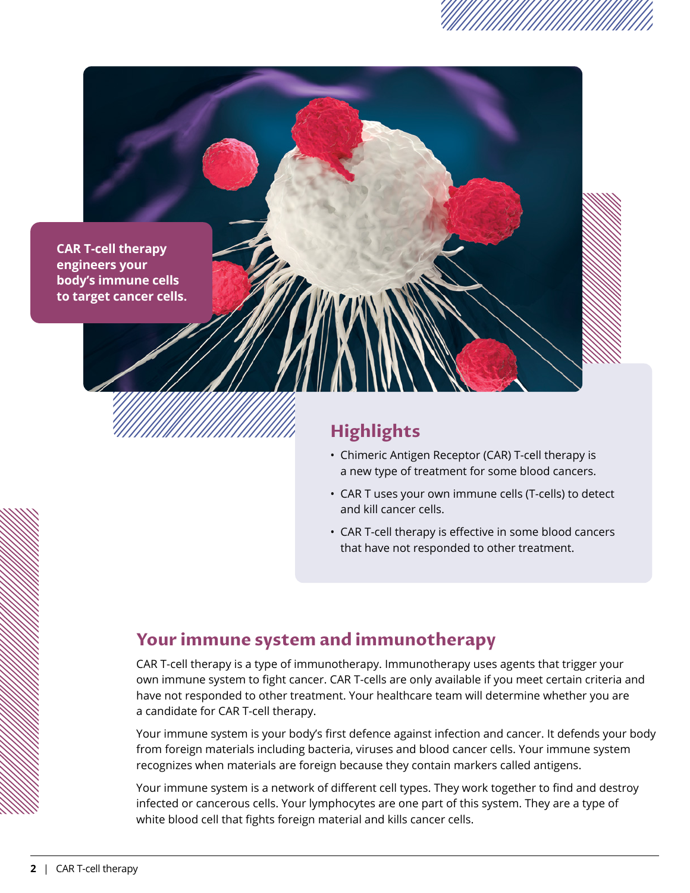**CAR T-cell therapy engineers your body's immune cells to target cancer cells.**

## Highlights

- Chimeric Antigen Receptor (CAR) T-cell therapy is a new type of treatment for some blood cancers.
- CAR T uses your own immune cells (T-cells) to detect and kill cancer cells.
- CAR T-cell therapy is effective in some blood cancers that have not responded to other treatment.

## Your immune system and immunotherapy

CAR T-cell therapy is a type of immunotherapy. Immunotherapy uses agents that trigger your own immune system to fight cancer. CAR T-cells are only available if you meet certain criteria and have not responded to other treatment. Your healthcare team will determine whether you are a candidate for CAR T-cell therapy.

Your immune system is your body's first defence against infection and cancer. It defends your body from foreign materials including bacteria, viruses and blood cancer cells. Your immune system recognizes when materials are foreign because they contain markers called antigens.

Your immune system is a network of different cell types. They work together to find and destroy infected or cancerous cells. Your lymphocytes are one part of this system. They are a type of white blood cell that fights foreign material and kills cancer cells.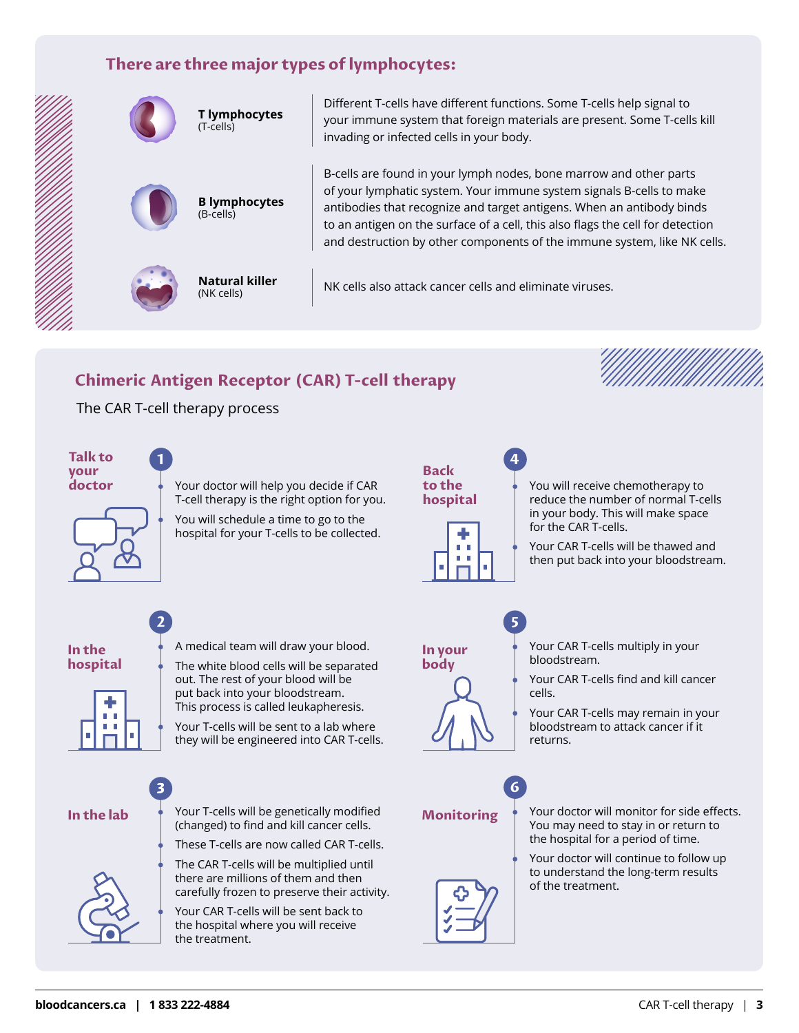## There are three major types of lymphocytes:

**T lymphocytes** (T-cells)

Different T-cells have different functions. Some T-cells help signal to your immune system that foreign materials are present. Some T-cells kill invading or infected cells in your body.

**B lymphocytes** (B-cells)

B-cells are found in your lymph nodes, bone marrow and other parts of your lymphatic system. Your immune system signals B-cells to make antibodies that recognize and target antigens. When an antibody binds to an antigen on the surface of a cell, this also flags the cell for detection and destruction by other components of the immune system, like NK cells.

**Natural killer** (NK cells)

NK cells also attack cancer cells and eliminate viruses.

## Chimeric Antigen Receptor (CAR) T-cell therapy

The CAR T-cell therapy process

### 1 Talk to your doctor

- Your doctor will help you decide if CAR T-cell therapy is the right option for you.
- You will schedule a time to go to the hospital for your T-cells to be collected.

### 2 In the hospital

- A medical team will draw your blood.
- The white blood cells will be separated out. The rest of your blood will be put back into your bloodstream. This process is called leukapheresis.
- Your T-cells will be sent to a lab where they will be engineered into CAR T-cells.

### 3 In the lab

- Your T-cells will be genetically modified (changed) to find and kill cancer cells.
- These T-cells are now called CAR T-cells.
- The CAR T-cells will be multiplied until there are millions of them and then carefully frozen to preserve their activity.
- Your CAR T-cells will be sent back to the hospital where you will receive the treatment.

### 4 Back to the hospital

- You will receive chemotherapy to reduce the number of normal T-cells in your body. This will make space for the CAR T-cells.
- Your CAR T-cells will be thawed and then put back into your bloodstream.

### 5 In your body

- Your CAR T-cells multiply in your bloodstream.
- Your CAR T-cells find and kill cancer cells.
- Your CAR T-cells may remain in your bloodstream to attack cancer if it returns.

### 6 Monitoring

- Your doctor will monitor for side effects. You may need to stay in or return to the hospital for a period of time.
- Your doctor will continue to follow up to understand the long-term results of the treatment.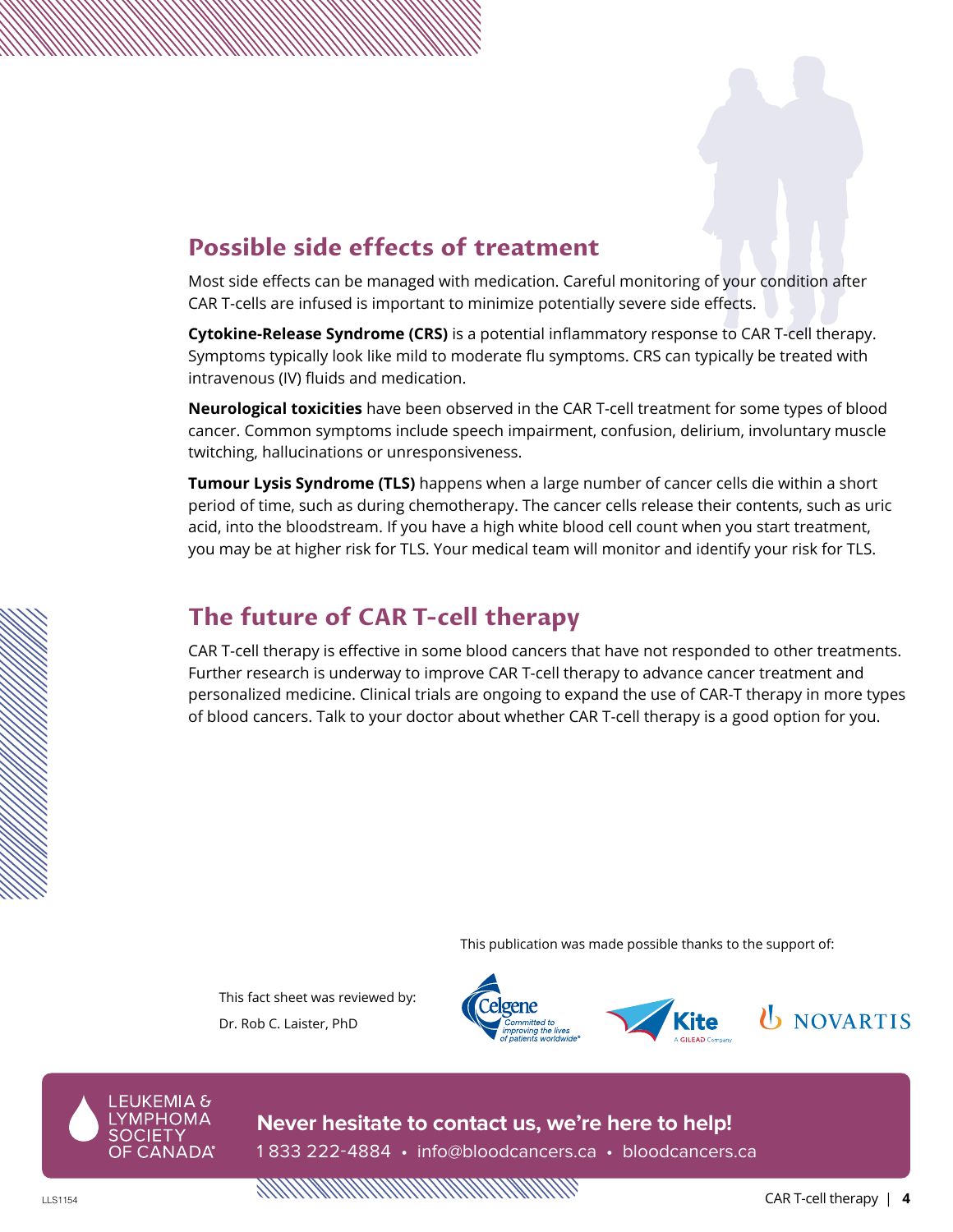## Possible side effects of treatment

Most side effects can be managed with medication. Careful monitoring of your condition after CAR T-cells are infused is important to minimize potentially severe side effects.

**Cytokine-Release Syndrome (CRS)** is a potential inflammatory response to CAR T-cell therapy. Symptoms typically look like mild to moderate flu symptoms. CRS can typically be treated with intravenous (IV) fluids and medication.

**Neurological toxicities** have been observed in the CAR T-cell treatment for some types of blood cancer. Common symptoms include speech impairment, confusion, delirium, involuntary muscle twitching, hallucinations or unresponsiveness.

**Tumour Lysis Syndrome (TLS)** happens when a large number of cancer cells die within a short period of time, such as during chemotherapy. The cancer cells release their contents, such as uric acid, into the bloodstream. If you have a high white blood cell count when you start treatment, you may be at higher risk for TLS. Your medical team will monitor and identify your risk for TLS.

## The future of CAR T-cell therapy

CAR T-cell therapy is effective in some blood cancers that have not responded to other treatments. Further research is underway to improve CAR T-cell therapy to advance cancer treatment and personalized medicine. Clinical trials are ongoing to expand the use of CAR-T therapy in more types of blood cancers. Talk to your doctor about whether CAR T-cell therapy is a good option for you.

This publication was made possible thanks to the support of:

Celgene — Committed to improving the lives of patients worldwide®

Kite — A GILEAD Company

NOVARTIS

This fact sheet was reviewed by:

Dr. Rob C. Laister, PhD

LEUKEMIA & LYMPHOMA SOCIETY OF CANADA®

**Never hesitate to contact us, we're here to help!**

1 833 222-4884 • info@bloodcancers.ca • bloodcancers.ca

LLS1154